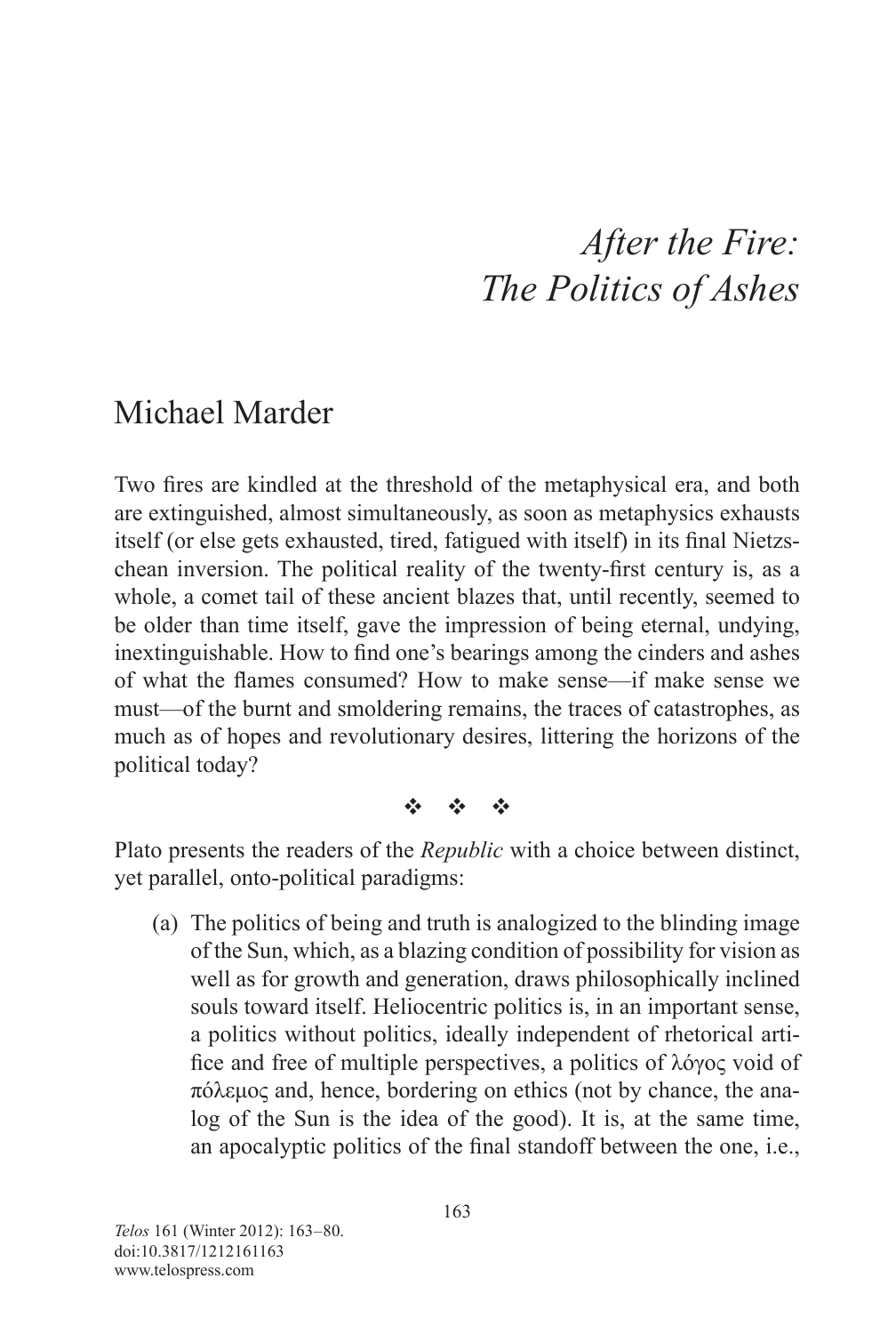# *After the Fire: The Politics of Ashes*

## Michael Marder

Two fires are kindled at the threshold of the metaphysical era, and both are extinguished, almost simultaneously, as soon as metaphysics exhausts itself (or else gets exhausted, tired, fatigued with itself) in its final Nietzschean inversion. The political reality of the twenty-first century is, as a whole, a comet tail of these ancient blazes that, until recently, seemed to be older than time itself, gave the impression of being eternal, undying, inextinguishable. How to find one's bearings among the cinders and ashes of what the flames consumed? How to make sense—if make sense we must—of the burnt and smoldering remains, the traces of catastrophes, as much as of hopes and revolutionary desires, littering the horizons of the political today?

❖ ❖ ❖

Plato presents the readers of the *Republic* with a choice between distinct, yet parallel, onto-political paradigms:

(a) The politics of being and truth is analogized to the blinding image of the Sun, which, as a blazing condition of possibility for vision as well as for growth and generation, draws philosophically inclined souls toward itself. Heliocentric politics is, in an important sense, a politics without politics, ideally independent of rhetorical artifice and free of multiple perspectives, a politics of λόγος void of πόλεμος and, hence, bordering on ethics (not by chance, the analog of the Sun is the idea of the good). It is, at the same time, an apocalyptic politics of the final standoff between the one, i.e.,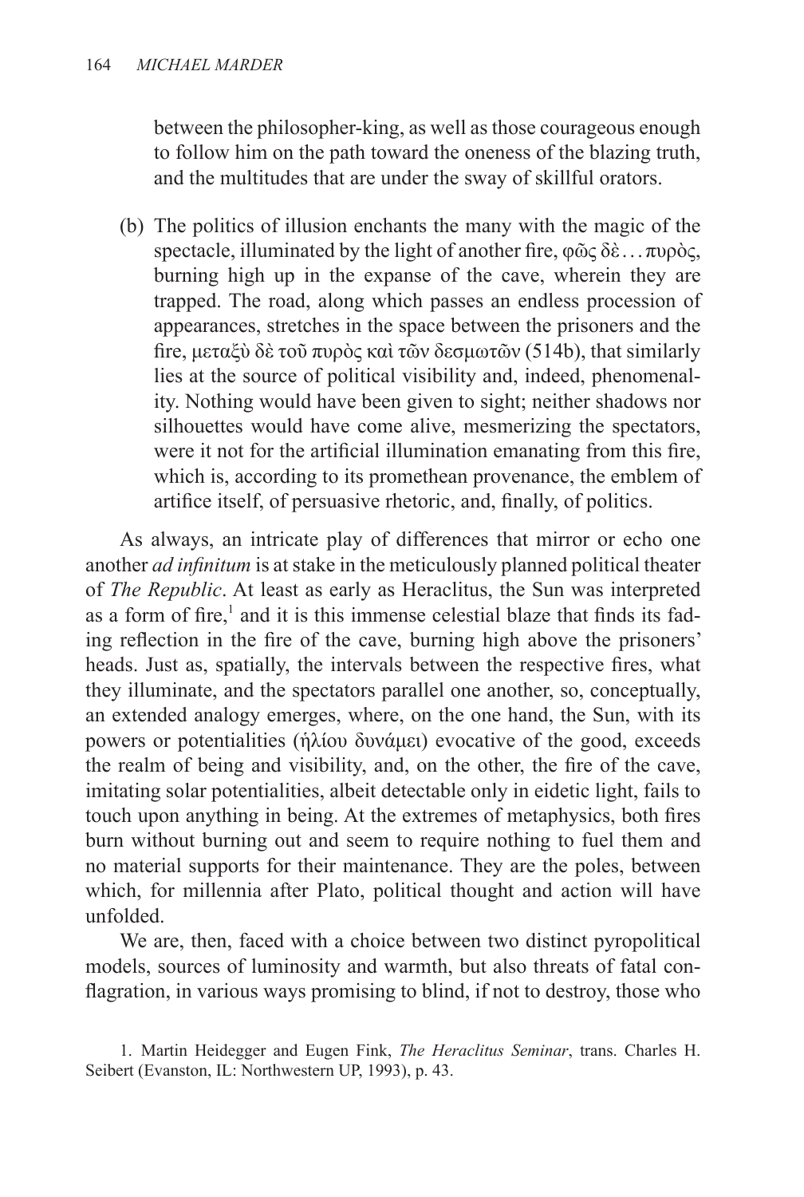between the philosopher-king, as well as those courageous enough to follow him on the path toward the oneness of the blazing truth, and the multitudes that are under the sway of skillful orators.

(b) The politics of illusion enchants the many with the magic of the spectacle, illuminated by the light of another fire, φῶς δὲ…πυρὸς, burning high up in the expanse of the cave, wherein they are trapped. The road, along which passes an endless procession of appearances, stretches in the space between the prisoners and the fire, μεταξὺ δὲ τοῦ πυρὸς καὶ τῶν δεσμωτῶν (514b), that similarly lies at the source of political visibility and, indeed, phenomenality. Nothing would have been given to sight; neither shadows nor silhouettes would have come alive, mesmerizing the spectators, were it not for the artificial illumination emanating from this fire, which is, according to its promethean provenance, the emblem of artifice itself, of persuasive rhetoric, and, finally, of politics.

As always, an intricate play of differences that mirror or echo one another *ad infinitum* is at stake in the meticulously planned political theater of *The Republic*. At least as early as Heraclitus, the Sun was interpreted as a form of fire,[1] and it is this immense celestial blaze that finds its fading reflection in the fire of the cave, burning high above the prisoners' heads. Just as, spatially, the intervals between the respective fires, what they illuminate, and the spectators parallel one another, so, conceptually, an extended analogy emerges, where, on the one hand, the Sun, with its powers or potentialities (ἡλίου δυνάμει) evocative of the good, exceeds the realm of being and visibility, and, on the other, the fire of the cave, imitating solar potentialities, albeit detectable only in eidetic light, fails to touch upon anything in being. At the extremes of metaphysics, both fires burn without burning out and seem to require nothing to fuel them and no material supports for their maintenance. They are the poles, between which, for millennia after Plato, political thought and action will have unfolded.

We are, then, faced with a choice between two distinct pyropolitical models, sources of luminosity and warmth, but also threats of fatal conflagration, in various ways promising to blind, if not to destroy, those who

1. Martin Heidegger and Eugen Fink, *The Heraclitus Seminar*, trans. Charles H. Seibert (Evanston, IL: Northwestern UP, 1993), p. 43.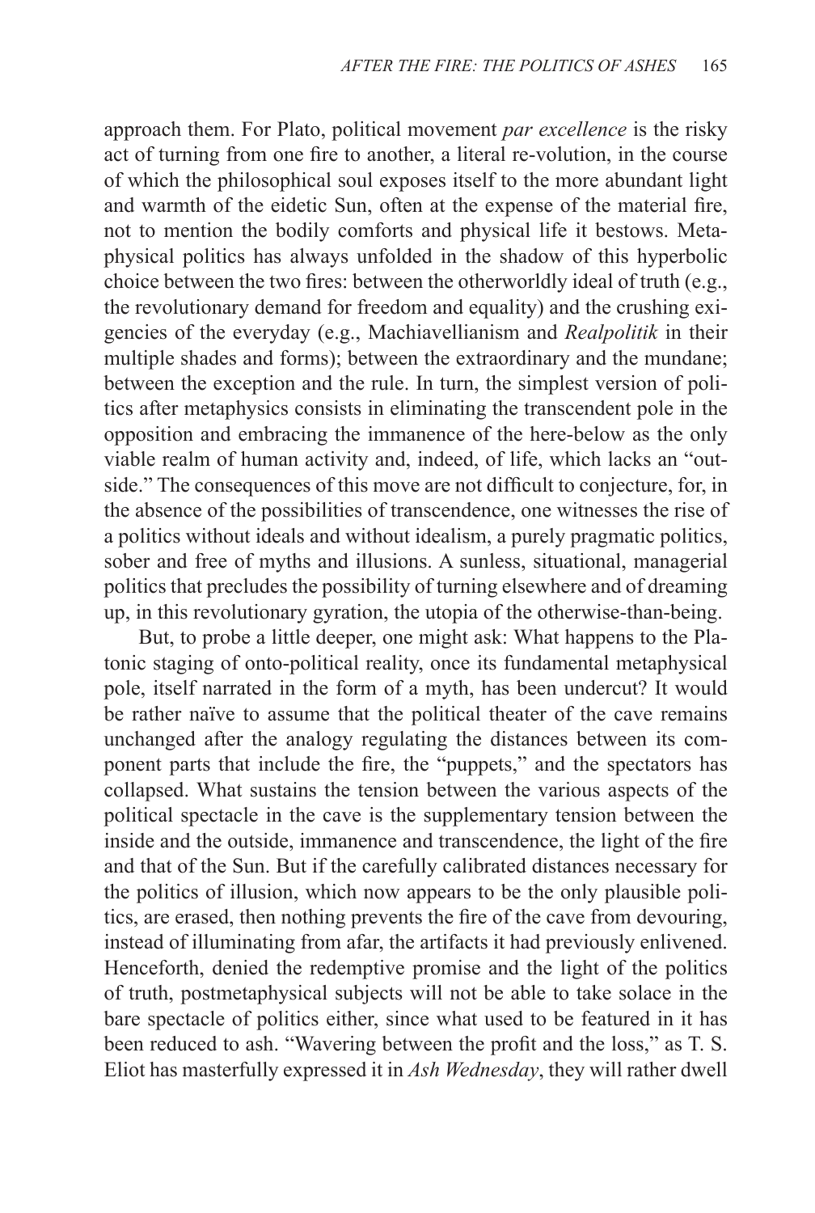approach them. For Plato, political movement *par excellence* is the risky act of turning from one fire to another, a literal re-volution, in the course of which the philosophical soul exposes itself to the more abundant light and warmth of the eidetic Sun, often at the expense of the material fire, not to mention the bodily comforts and physical life it bestows. Metaphysical politics has always unfolded in the shadow of this hyperbolic choice between the two fires: between the otherworldly ideal of truth (e.g., the revolutionary demand for freedom and equality) and the crushing exigencies of the everyday (e.g., Machiavellianism and *Realpolitik* in their multiple shades and forms); between the extraordinary and the mundane; between the exception and the rule. In turn, the simplest version of politics after metaphysics consists in eliminating the transcendent pole in the opposition and embracing the immanence of the here-below as the only viable realm of human activity and, indeed, of life, which lacks an "outside." The consequences of this move are not difficult to conjecture, for, in the absence of the possibilities of transcendence, one witnesses the rise of a politics without ideals and without idealism, a purely pragmatic politics, sober and free of myths and illusions. A sunless, situational, managerial politics that precludes the possibility of turning elsewhere and of dreaming up, in this revolutionary gyration, the utopia of the otherwise-than-being.

But, to probe a little deeper, one might ask: What happens to the Platonic staging of onto-political reality, once its fundamental metaphysical pole, itself narrated in the form of a myth, has been undercut? It would be rather naïve to assume that the political theater of the cave remains unchanged after the analogy regulating the distances between its component parts that include the fire, the "puppets," and the spectators has collapsed. What sustains the tension between the various aspects of the political spectacle in the cave is the supplementary tension between the inside and the outside, immanence and transcendence, the light of the fire and that of the Sun. But if the carefully calibrated distances necessary for the politics of illusion, which now appears to be the only plausible politics, are erased, then nothing prevents the fire of the cave from devouring, instead of illuminating from afar, the artifacts it had previously enlivened. Henceforth, denied the redemptive promise and the light of the politics of truth, postmetaphysical subjects will not be able to take solace in the bare spectacle of politics either, since what used to be featured in it has been reduced to ash. "Wavering between the profit and the loss," as T. S. Eliot has masterfully expressed it in *Ash Wednesday*, they will rather dwell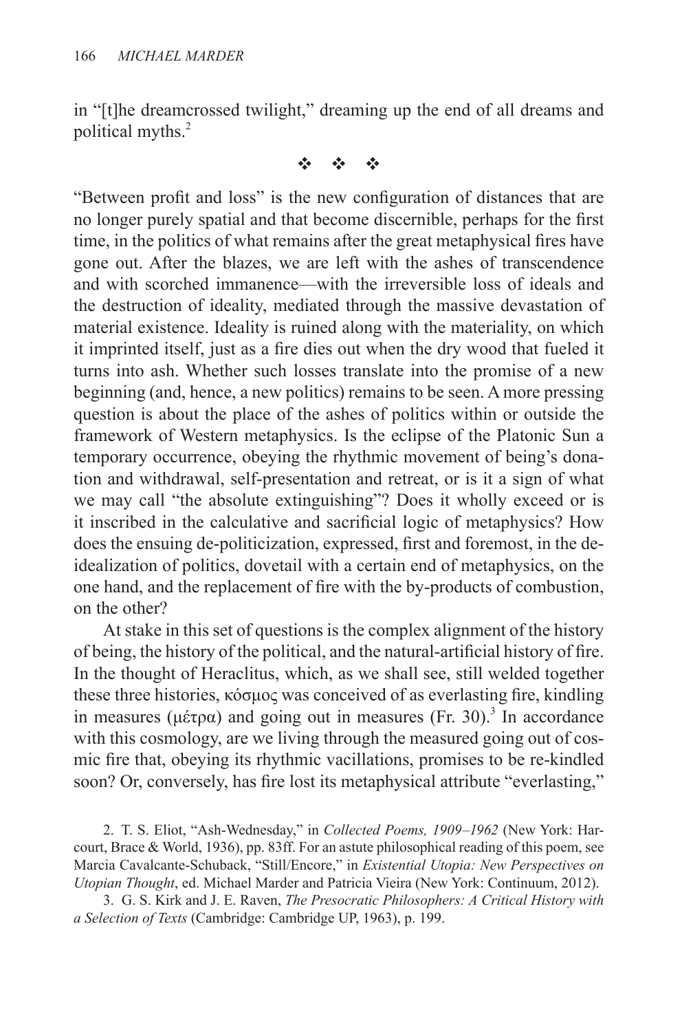in "[t]he dreamcrossed twilight," dreaming up the end of all dreams and political myths.[2]

❖ ❖ ❖

"Between profit and loss" is the new configuration of distances that are no longer purely spatial and that become discernible, perhaps for the first time, in the politics of what remains after the great metaphysical fires have gone out. After the blazes, we are left with the ashes of transcendence and with scorched immanence—with the irreversible loss of ideals and the destruction of ideality, mediated through the massive devastation of material existence. Ideality is ruined along with the materiality, on which it imprinted itself, just as a fire dies out when the dry wood that fueled it turns into ash. Whether such losses translate into the promise of a new beginning (and, hence, a new politics) remains to be seen. A more pressing question is about the place of the ashes of politics within or outside the framework of Western metaphysics. Is the eclipse of the Platonic Sun a temporary occurrence, obeying the rhythmic movement of being's donation and withdrawal, self-presentation and retreat, or is it a sign of what we may call "the absolute extinguishing"? Does it wholly exceed or is it inscribed in the calculative and sacrificial logic of metaphysics? How does the ensuing de-politicization, expressed, first and foremost, in the de-idealization of politics, dovetail with a certain end of metaphysics, on the one hand, and the replacement of fire with the by-products of combustion, on the other?

At stake in this set of questions is the complex alignment of the history of being, the history of the political, and the natural-artificial history of fire. In the thought of Heraclitus, which, as we shall see, still welded together these three histories, κόσμος was conceived of as everlasting fire, kindling in measures (μέτρα) and going out in measures (Fr. 30).[3] In accordance with this cosmology, are we living through the measured going out of cosmic fire that, obeying its rhythmic vacillations, promises to be re-kindled soon? Or, conversely, has fire lost its metaphysical attribute "everlasting,"

2. T. S. Eliot, "Ash-Wednesday," in *Collected Poems, 1909–1962* (New York: Harcourt, Brace & World, 1936), pp. 83ff. For an astute philosophical reading of this poem, see Marcia Cavalcante-Schuback, "Still/Encore," in *Existential Utopia: New Perspectives on Utopian Thought*, ed. Michael Marder and Patricia Vieira (New York: Continuum, 2012).

3. G. S. Kirk and J. E. Raven, *The Presocratic Philosophers: A Critical History with a Selection of Texts* (Cambridge: Cambridge UP, 1963), p. 199.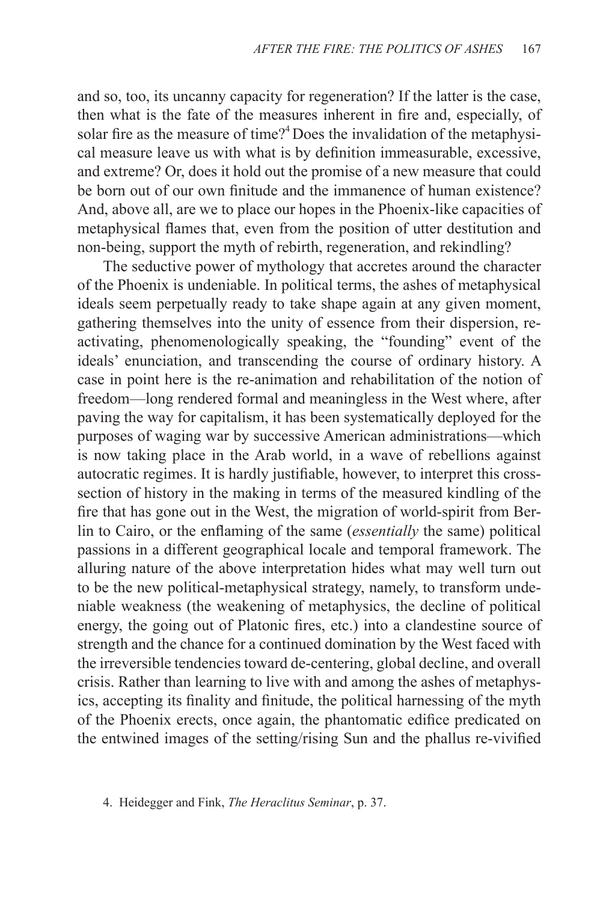and so, too, its uncanny capacity for regeneration? If the latter is the case, then what is the fate of the measures inherent in fire and, especially, of solar fire as the measure of time?[4] Does the invalidation of the metaphysical measure leave us with what is by definition immeasurable, excessive, and extreme? Or, does it hold out the promise of a new measure that could be born out of our own finitude and the immanence of human existence? And, above all, are we to place our hopes in the Phoenix-like capacities of metaphysical flames that, even from the position of utter destitution and non-being, support the myth of rebirth, regeneration, and rekindling?

The seductive power of mythology that accretes around the character of the Phoenix is undeniable. In political terms, the ashes of metaphysical ideals seem perpetually ready to take shape again at any given moment, gathering themselves into the unity of essence from their dispersion, re-activating, phenomenologically speaking, the "founding" event of the ideals' enunciation, and transcending the course of ordinary history. A case in point here is the re-animation and rehabilitation of the notion of freedom—long rendered formal and meaningless in the West where, after paving the way for capitalism, it has been systematically deployed for the purposes of waging war by successive American administrations—which is now taking place in the Arab world, in a wave of rebellions against autocratic regimes. It is hardly justifiable, however, to interpret this cross-section of history in the making in terms of the measured kindling of the fire that has gone out in the West, the migration of world-spirit from Berlin to Cairo, or the enflaming of the same (*essentially* the same) political passions in a different geographical locale and temporal framework. The alluring nature of the above interpretation hides what may well turn out to be the new political-metaphysical strategy, namely, to transform undeniable weakness (the weakening of metaphysics, the decline of political energy, the going out of Platonic fires, etc.) into a clandestine source of strength and the chance for a continued domination by the West faced with the irreversible tendencies toward de-centering, global decline, and overall crisis. Rather than learning to live with and among the ashes of metaphysics, accepting its finality and finitude, the political harnessing of the myth of the Phoenix erects, once again, the phantomatic edifice predicated on the entwined images of the setting/rising Sun and the phallus re-vivified

4. Heidegger and Fink, *The Heraclitus Seminar*, p. 37.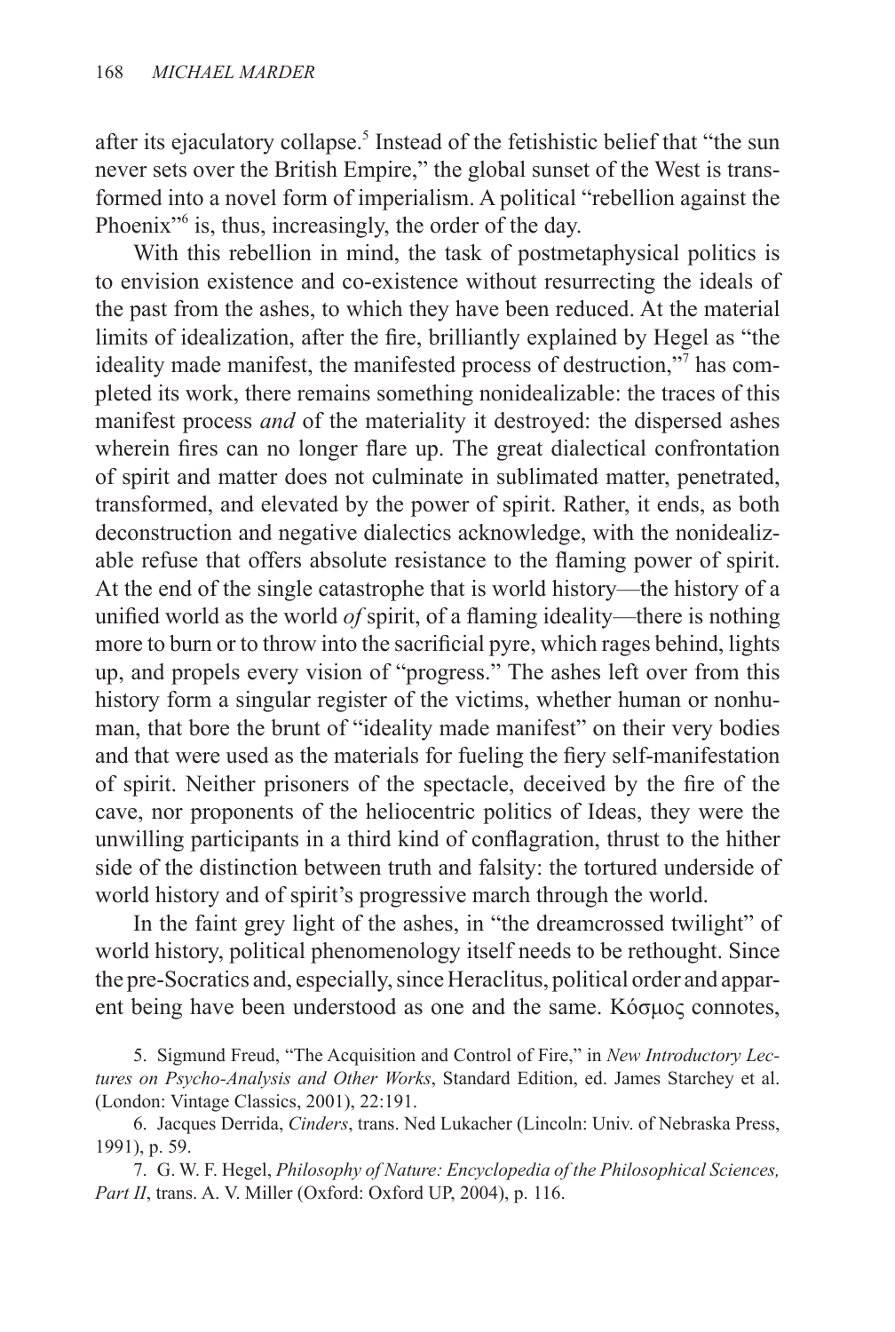after its ejaculatory collapse.[5] Instead of the fetishistic belief that "the sun never sets over the British Empire," the global sunset of the West is transformed into a novel form of imperialism. A political "rebellion against the Phoenix"[6] is, thus, increasingly, the order of the day.

With this rebellion in mind, the task of postmetaphysical politics is to envision existence and co-existence without resurrecting the ideals of the past from the ashes, to which they have been reduced. At the material limits of idealization, after the fire, brilliantly explained by Hegel as "the ideality made manifest, the manifested process of destruction,"[7] has completed its work, there remains something nonidealizable: the traces of this manifest process *and* of the materiality it destroyed: the dispersed ashes wherein fires can no longer flare up. The great dialectical confrontation of spirit and matter does not culminate in sublimated matter, penetrated, transformed, and elevated by the power of spirit. Rather, it ends, as both deconstruction and negative dialectics acknowledge, with the nonidealizable refuse that offers absolute resistance to the flaming power of spirit. At the end of the single catastrophe that is world history—the history of a unified world as the world *of* spirit, of a flaming ideality—there is nothing more to burn or to throw into the sacrificial pyre, which rages behind, lights up, and propels every vision of "progress." The ashes left over from this history form a singular register of the victims, whether human or nonhuman, that bore the brunt of "ideality made manifest" on their very bodies and that were used as the materials for fueling the fiery self-manifestation of spirit. Neither prisoners of the spectacle, deceived by the fire of the cave, nor proponents of the heliocentric politics of Ideas, they were the unwilling participants in a third kind of conflagration, thrust to the hither side of the distinction between truth and falsity: the tortured underside of world history and of spirit's progressive march through the world.

In the faint grey light of the ashes, in "the dreamcrossed twilight" of world history, political phenomenology itself needs to be rethought. Since the pre-Socratics and, especially, since Heraclitus, political order and apparent being have been understood as one and the same. Κόσμος connotes,

5. Sigmund Freud, "The Acquisition and Control of Fire," in *New Introductory Lectures on Psycho-Analysis and Other Works*, Standard Edition, ed. James Starchey et al. (London: Vintage Classics, 2001), 22:191.

6. Jacques Derrida, *Cinders*, trans. Ned Lukacher (Lincoln: Univ. of Nebraska Press, 1991), p. 59.

7. G. W. F. Hegel, *Philosophy of Nature: Encyclopedia of the Philosophical Sciences, Part II*, trans. A. V. Miller (Oxford: Oxford UP, 2004), p. 116.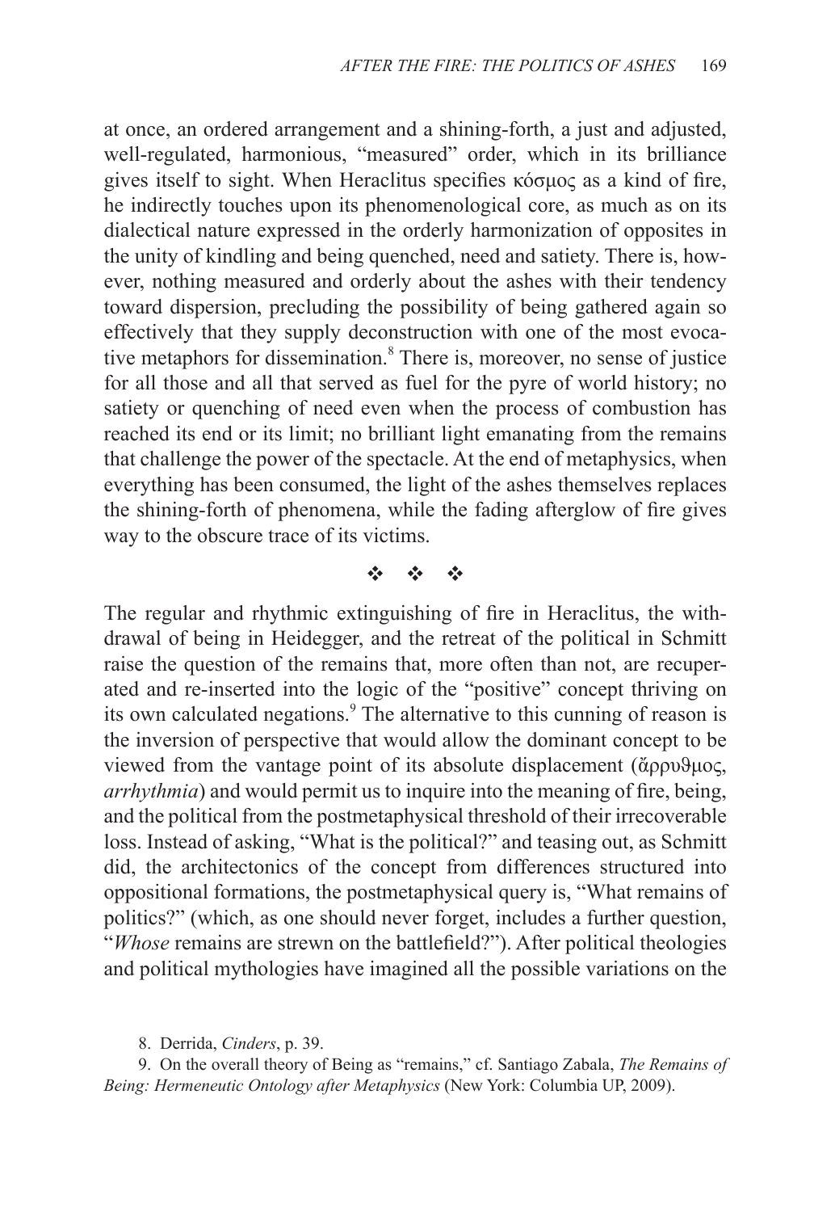at once, an ordered arrangement and a shining-forth, a just and adjusted, well-regulated, harmonious, "measured" order, which in its brilliance gives itself to sight. When Heraclitus specifies κόσμος as a kind of fire, he indirectly touches upon its phenomenological core, as much as on its dialectical nature expressed in the orderly harmonization of opposites in the unity of kindling and being quenched, need and satiety. There is, however, nothing measured and orderly about the ashes with their tendency toward dispersion, precluding the possibility of being gathered again so effectively that they supply deconstruction with one of the most evocative metaphors for dissemination.[8] There is, moreover, no sense of justice for all those and all that served as fuel for the pyre of world history; no satiety or quenching of need even when the process of combustion has reached its end or its limit; no brilliant light emanating from the remains that challenge the power of the spectacle. At the end of metaphysics, when everything has been consumed, the light of the ashes themselves replaces the shining-forth of phenomena, while the fading afterglow of fire gives way to the obscure trace of its victims.

❖ ❖ ❖

The regular and rhythmic extinguishing of fire in Heraclitus, the withdrawal of being in Heidegger, and the retreat of the political in Schmitt raise the question of the remains that, more often than not, are recuperated and re-inserted into the logic of the "positive" concept thriving on its own calculated negations.[9] The alternative to this cunning of reason is the inversion of perspective that would allow the dominant concept to be viewed from the vantage point of its absolute displacement (ἄρρυθμος, *arrhythmia*) and would permit us to inquire into the meaning of fire, being, and the political from the postmetaphysical threshold of their irrecoverable loss. Instead of asking, "What is the political?" and teasing out, as Schmitt did, the architectonics of the concept from differences structured into oppositional formations, the postmetaphysical query is, "What remains of politics?" (which, as one should never forget, includes a further question, "*Whose* remains are strewn on the battlefield?"). After political theologies and political mythologies have imagined all the possible variations on the

8. Derrida, *Cinders*, p. 39.

9. On the overall theory of Being as "remains," cf. Santiago Zabala, *The Remains of Being: Hermeneutic Ontology after Metaphysics* (New York: Columbia UP, 2009).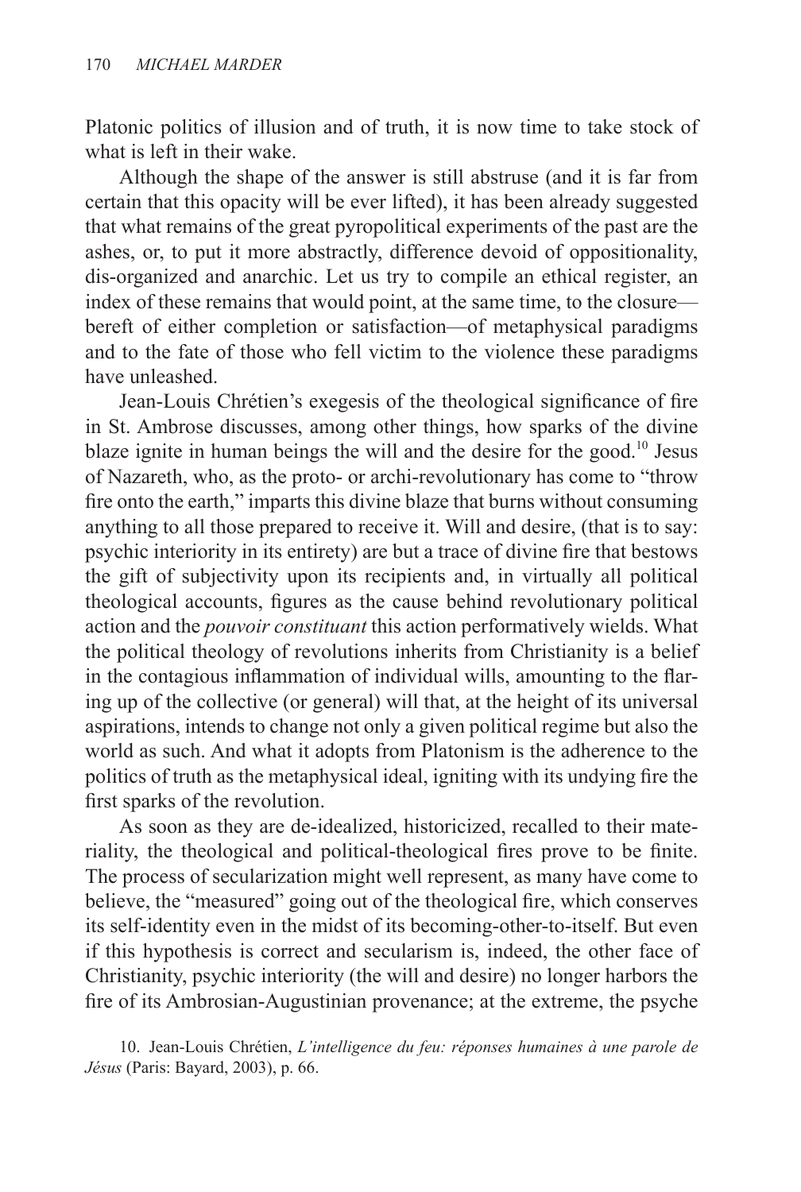Platonic politics of illusion and of truth, it is now time to take stock of what is left in their wake.

Although the shape of the answer is still abstruse (and it is far from certain that this opacity will be ever lifted), it has been already suggested that what remains of the great pyropolitical experiments of the past are the ashes, or, to put it more abstractly, difference devoid of oppositionality, dis-organized and anarchic. Let us try to compile an ethical register, an index of these remains that would point, at the same time, to the closure—bereft of either completion or satisfaction—of metaphysical paradigms and to the fate of those who fell victim to the violence these paradigms have unleashed.

Jean-Louis Chrétien's exegesis of the theological significance of fire in St. Ambrose discusses, among other things, how sparks of the divine blaze ignite in human beings the will and the desire for the good.[10] Jesus of Nazareth, who, as the proto- or archi-revolutionary has come to "throw fire onto the earth," imparts this divine blaze that burns without consuming anything to all those prepared to receive it. Will and desire, (that is to say: psychic interiority in its entirety) are but a trace of divine fire that bestows the gift of subjectivity upon its recipients and, in virtually all political theological accounts, figures as the cause behind revolutionary political action and the *pouvoir constituant* this action performatively wields. What the political theology of revolutions inherits from Christianity is a belief in the contagious inflammation of individual wills, amounting to the flaring up of the collective (or general) will that, at the height of its universal aspirations, intends to change not only a given political regime but also the world as such. And what it adopts from Platonism is the adherence to the politics of truth as the metaphysical ideal, igniting with its undying fire the first sparks of the revolution.

As soon as they are de-idealized, historicized, recalled to their materiality, the theological and political-theological fires prove to be finite. The process of secularization might well represent, as many have come to believe, the "measured" going out of the theological fire, which conserves its self-identity even in the midst of its becoming-other-to-itself. But even if this hypothesis is correct and secularism is, indeed, the other face of Christianity, psychic interiority (the will and desire) no longer harbors the fire of its Ambrosian-Augustinian provenance; at the extreme, the psyche

10. Jean-Louis Chrétien, *L'intelligence du feu: réponses humaines à une parole de Jésus* (Paris: Bayard, 2003), p. 66.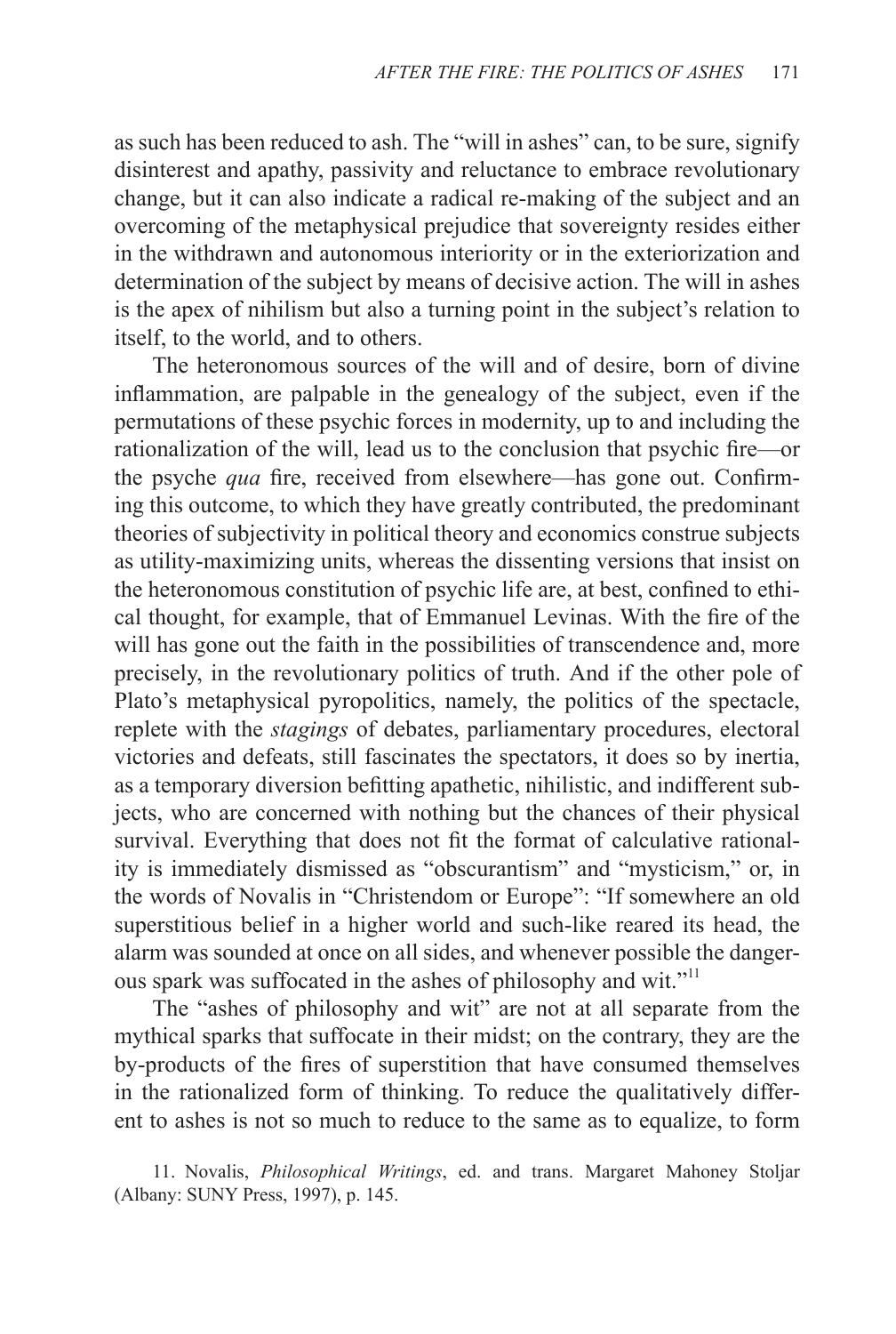as such has been reduced to ash. The "will in ashes" can, to be sure, signify disinterest and apathy, passivity and reluctance to embrace revolutionary change, but it can also indicate a radical re-making of the subject and an overcoming of the metaphysical prejudice that sovereignty resides either in the withdrawn and autonomous interiority or in the exteriorization and determination of the subject by means of decisive action. The will in ashes is the apex of nihilism but also a turning point in the subject's relation to itself, to the world, and to others.

The heteronomous sources of the will and of desire, born of divine inflammation, are palpable in the genealogy of the subject, even if the permutations of these psychic forces in modernity, up to and including the rationalization of the will, lead us to the conclusion that psychic fire—or the psyche *qua* fire, received from elsewhere—has gone out. Confirming this outcome, to which they have greatly contributed, the predominant theories of subjectivity in political theory and economics construe subjects as utility-maximizing units, whereas the dissenting versions that insist on the heteronomous constitution of psychic life are, at best, confined to ethical thought, for example, that of Emmanuel Levinas. With the fire of the will has gone out the faith in the possibilities of transcendence and, more precisely, in the revolutionary politics of truth. And if the other pole of Plato's metaphysical pyropolitics, namely, the politics of the spectacle, replete with the *stagings* of debates, parliamentary procedures, electoral victories and defeats, still fascinates the spectators, it does so by inertia, as a temporary diversion befitting apathetic, nihilistic, and indifferent subjects, who are concerned with nothing but the chances of their physical survival. Everything that does not fit the format of calculative rationality is immediately dismissed as "obscurantism" and "mysticism," or, in the words of Novalis in "Christendom or Europe": "If somewhere an old superstitious belief in a higher world and such-like reared its head, the alarm was sounded at once on all sides, and whenever possible the dangerous spark was suffocated in the ashes of philosophy and wit."[11]

The "ashes of philosophy and wit" are not at all separate from the mythical sparks that suffocate in their midst; on the contrary, they are the by-products of the fires of superstition that have consumed themselves in the rationalized form of thinking. To reduce the qualitatively different to ashes is not so much to reduce to the same as to equalize, to form

11. Novalis, *Philosophical Writings*, ed. and trans. Margaret Mahoney Stoljar (Albany: SUNY Press, 1997), p. 145.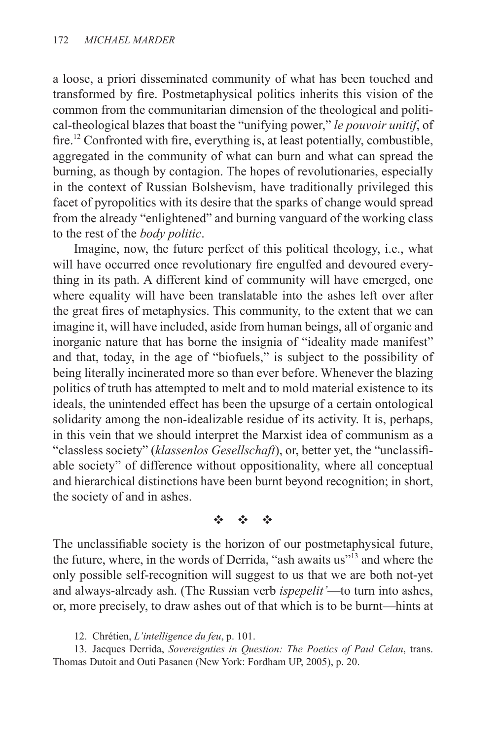a loose, a priori disseminated community of what has been touched and transformed by fire. Postmetaphysical politics inherits this vision of the common from the communitarian dimension of the theological and political-theological blazes that boast the "unifying power," *le pouvoir unitif*, of fire.[12] Confronted with fire, everything is, at least potentially, combustible, aggregated in the community of what can burn and what can spread the burning, as though by contagion. The hopes of revolutionaries, especially in the context of Russian Bolshevism, have traditionally privileged this facet of pyropolitics with its desire that the sparks of change would spread from the already "enlightened" and burning vanguard of the working class to the rest of the *body politic*.

Imagine, now, the future perfect of this political theology, i.e., what will have occurred once revolutionary fire engulfed and devoured everything in its path. A different kind of community will have emerged, one where equality will have been translatable into the ashes left over after the great fires of metaphysics. This community, to the extent that we can imagine it, will have included, aside from human beings, all of organic and inorganic nature that has borne the insignia of "ideality made manifest" and that, today, in the age of "biofuels," is subject to the possibility of being literally incinerated more so than ever before. Whenever the blazing politics of truth has attempted to melt and to mold material existence to its ideals, the unintended effect has been the upsurge of a certain ontological solidarity among the non-idealizable residue of its activity. It is, perhaps, in this vein that we should interpret the Marxist idea of communism as a "classless society" (*klassenlos Gesellschaft*), or, better yet, the "unclassifiable society" of difference without oppositionality, where all conceptual and hierarchical distinctions have been burnt beyond recognition; in short, the society of and in ashes.

❖ ❖ ❖

The unclassifiable society is the horizon of our postmetaphysical future, the future, where, in the words of Derrida, "ash awaits us"[13] and where the only possible self-recognition will suggest to us that we are both not-yet and always-already ash. (The Russian verb *ispepelit'*—to turn into ashes, or, more precisely, to draw ashes out of that which is to be burnt—hints at

12. Chrétien, *L'intelligence du feu*, p. 101.

13. Jacques Derrida, *Sovereignties in Question: The Poetics of Paul Celan*, trans. Thomas Dutoit and Outi Pasanen (New York: Fordham UP, 2005), p. 20.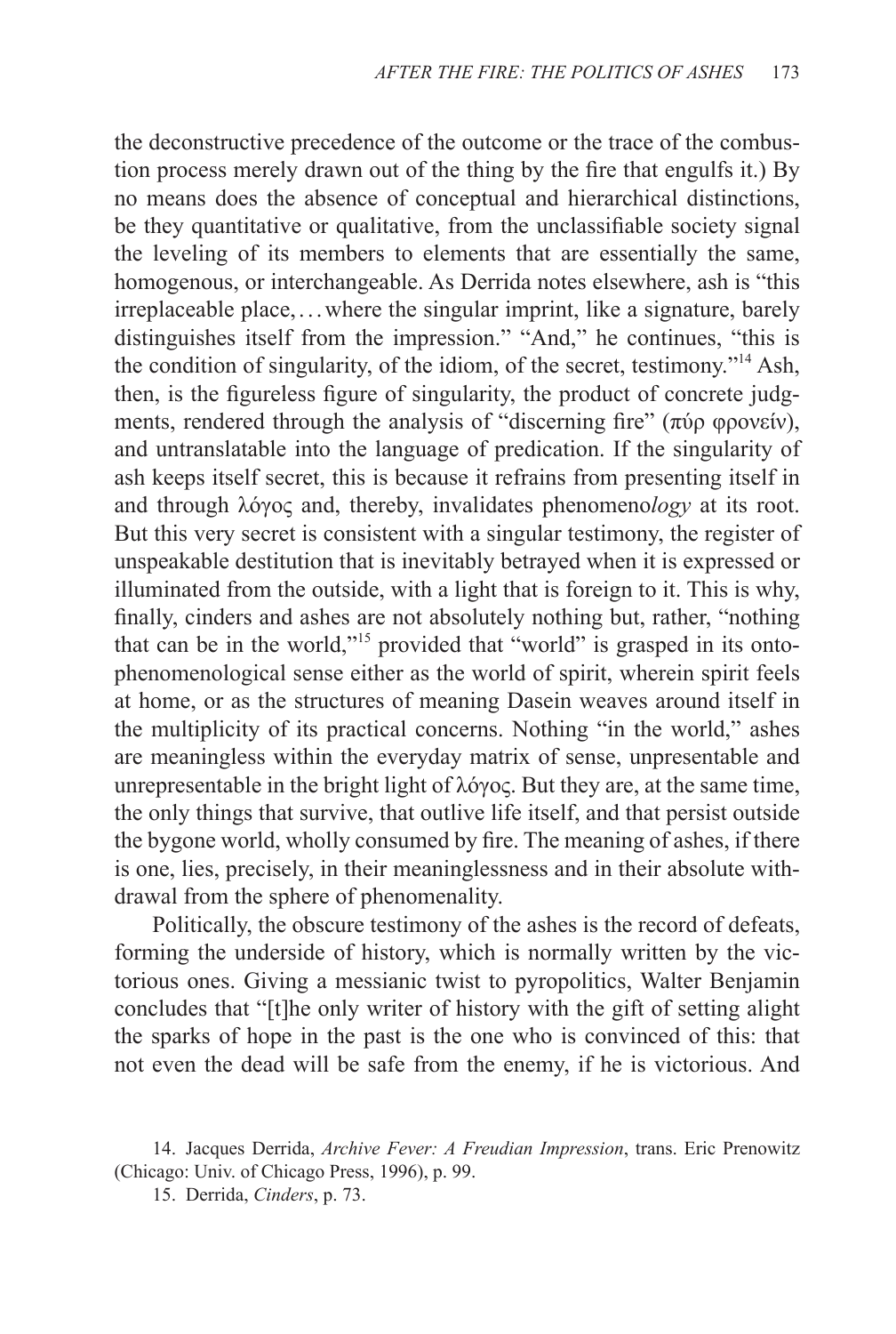the deconstructive precedence of the outcome or the trace of the combustion process merely drawn out of the thing by the fire that engulfs it.) By no means does the absence of conceptual and hierarchical distinctions, be they quantitative or qualitative, from the unclassifiable society signal the leveling of its members to elements that are essentially the same, homogenous, or interchangeable. As Derrida notes elsewhere, ash is "this irreplaceable place, . . . where the singular imprint, like a signature, barely distinguishes itself from the impression." "And," he continues, "this is the condition of singularity, of the idiom, of the secret, testimony."[14] Ash, then, is the figureless figure of singularity, the product of concrete judgments, rendered through the analysis of "discerning fire" (πύρ φρονείν), and untranslatable into the language of predication. If the singularity of ash keeps itself secret, this is because it refrains from presenting itself in and through λόγος and, thereby, invalidates phenomeno*logy* at its root. But this very secret is consistent with a singular testimony, the register of unspeakable destitution that is inevitably betrayed when it is expressed or illuminated from the outside, with a light that is foreign to it. This is why, finally, cinders and ashes are not absolutely nothing but, rather, "nothing that can be in the world,"[15] provided that "world" is grasped in its onto-phenomenological sense either as the world of spirit, wherein spirit feels at home, or as the structures of meaning Dasein weaves around itself in the multiplicity of its practical concerns. Nothing "in the world," ashes are meaningless within the everyday matrix of sense, unpresentable and unrepresentable in the bright light of λόγος. But they are, at the same time, the only things that survive, that outlive life itself, and that persist outside the bygone world, wholly consumed by fire. The meaning of ashes, if there is one, lies, precisely, in their meaninglessness and in their absolute withdrawal from the sphere of phenomenality.

Politically, the obscure testimony of the ashes is the record of defeats, forming the underside of history, which is normally written by the victorious ones. Giving a messianic twist to pyropolitics, Walter Benjamin concludes that "[t]he only writer of history with the gift of setting alight the sparks of hope in the past is the one who is convinced of this: that not even the dead will be safe from the enemy, if he is victorious. And

14. Jacques Derrida, *Archive Fever: A Freudian Impression*, trans. Eric Prenowitz (Chicago: Univ. of Chicago Press, 1996), p. 99.

15. Derrida, *Cinders*, p. 73.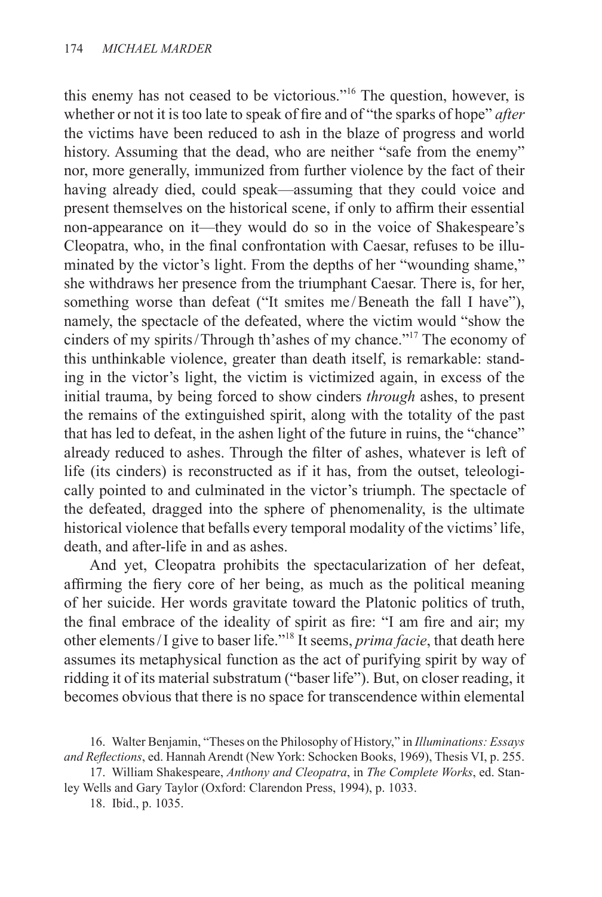this enemy has not ceased to be victorious."[16] The question, however, is whether or not it is too late to speak of fire and of "the sparks of hope" *after* the victims have been reduced to ash in the blaze of progress and world history. Assuming that the dead, who are neither "safe from the enemy" nor, more generally, immunized from further violence by the fact of their having already died, could speak—assuming that they could voice and present themselves on the historical scene, if only to affirm their essential non-appearance on it—they would do so in the voice of Shakespeare's Cleopatra, who, in the final confrontation with Caesar, refuses to be illuminated by the victor's light. From the depths of her "wounding shame," she withdraws her presence from the triumphant Caesar. There is, for her, something worse than defeat ("It smites me / Beneath the fall I have"), namely, the spectacle of the defeated, where the victim would "show the cinders of my spirits / Through th'ashes of my chance."[17] The economy of this unthinkable violence, greater than death itself, is remarkable: standing in the victor's light, the victim is victimized again, in excess of the initial trauma, by being forced to show cinders *through* ashes, to present the remains of the extinguished spirit, along with the totality of the past that has led to defeat, in the ashen light of the future in ruins, the "chance" already reduced to ashes. Through the filter of ashes, whatever is left of life (its cinders) is reconstructed as if it has, from the outset, teleologically pointed to and culminated in the victor's triumph. The spectacle of the defeated, dragged into the sphere of phenomenality, is the ultimate historical violence that befalls every temporal modality of the victims' life, death, and after-life in and as ashes.

And yet, Cleopatra prohibits the spectacularization of her defeat, affirming the fiery core of her being, as much as the political meaning of her suicide. Her words gravitate toward the Platonic politics of truth, the final embrace of the ideality of spirit as fire: "I am fire and air; my other elements / I give to baser life."[18] It seems, *prima facie*, that death here assumes its metaphysical function as the act of purifying spirit by way of ridding it of its material substratum ("baser life"). But, on closer reading, it becomes obvious that there is no space for transcendence within elemental

16. Walter Benjamin, "Theses on the Philosophy of History," in *Illuminations: Essays and Reflections*, ed. Hannah Arendt (New York: Schocken Books, 1969), Thesis VI, p. 255.

17. William Shakespeare, *Anthony and Cleopatra*, in *The Complete Works*, ed. Stanley Wells and Gary Taylor (Oxford: Clarendon Press, 1994), p. 1033.

18. Ibid., p. 1035.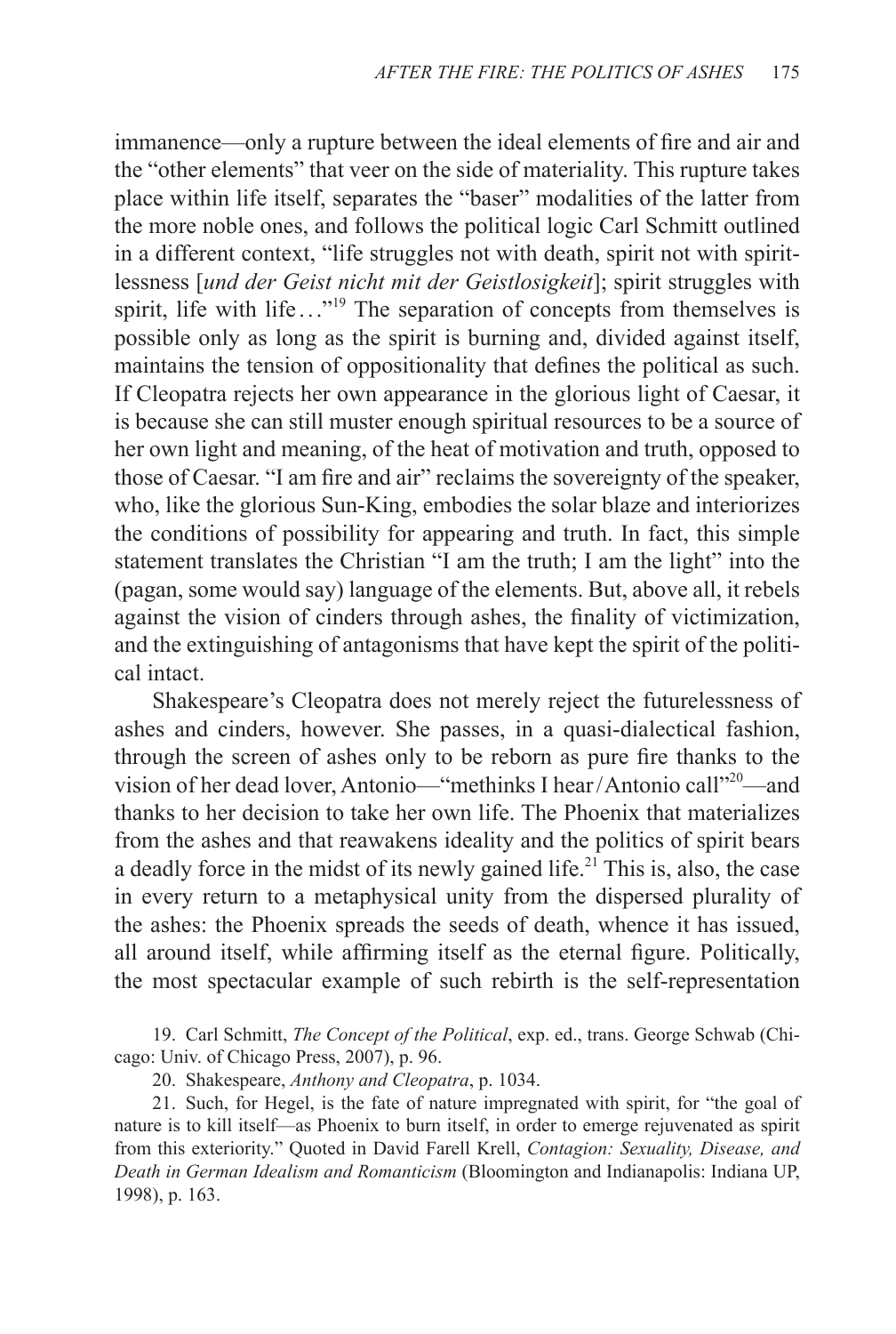immanence—only a rupture between the ideal elements of fire and air and the "other elements" that veer on the side of materiality. This rupture takes place within life itself, separates the "baser" modalities of the latter from the more noble ones, and follows the political logic Carl Schmitt outlined in a different context, "life struggles not with death, spirit not with spiritlessness [*und der Geist nicht mit der Geistlosigkeit*]; spirit struggles with spirit, life with life…"[19] The separation of concepts from themselves is possible only as long as the spirit is burning and, divided against itself, maintains the tension of oppositionality that defines the political as such. If Cleopatra rejects her own appearance in the glorious light of Caesar, it is because she can still muster enough spiritual resources to be a source of her own light and meaning, of the heat of motivation and truth, opposed to those of Caesar. "I am fire and air" reclaims the sovereignty of the speaker, who, like the glorious Sun-King, embodies the solar blaze and interiorizes the conditions of possibility for appearing and truth. In fact, this simple statement translates the Christian "I am the truth; I am the light" into the (pagan, some would say) language of the elements. But, above all, it rebels against the vision of cinders through ashes, the finality of victimization, and the extinguishing of antagonisms that have kept the spirit of the political intact.

Shakespeare's Cleopatra does not merely reject the futurelessness of ashes and cinders, however. She passes, in a quasi-dialectical fashion, through the screen of ashes only to be reborn as pure fire thanks to the vision of her dead lover, Antonio—"methinks I hear/Antonio call"[20]—and thanks to her decision to take her own life. The Phoenix that materializes from the ashes and that reawakens ideality and the politics of spirit bears a deadly force in the midst of its newly gained life.[21] This is, also, the case in every return to a metaphysical unity from the dispersed plurality of the ashes: the Phoenix spreads the seeds of death, whence it has issued, all around itself, while affirming itself as the eternal figure. Politically, the most spectacular example of such rebirth is the self-representation

19. Carl Schmitt, *The Concept of the Political*, exp. ed., trans. George Schwab (Chicago: Univ. of Chicago Press, 2007), p. 96.

20. Shakespeare, *Anthony and Cleopatra*, p. 1034.

21. Such, for Hegel, is the fate of nature impregnated with spirit, for "the goal of nature is to kill itself—as Phoenix to burn itself, in order to emerge rejuvenated as spirit from this exteriority." Quoted in David Farell Krell, *Contagion: Sexuality, Disease, and Death in German Idealism and Romanticism* (Bloomington and Indianapolis: Indiana UP, 1998), p. 163.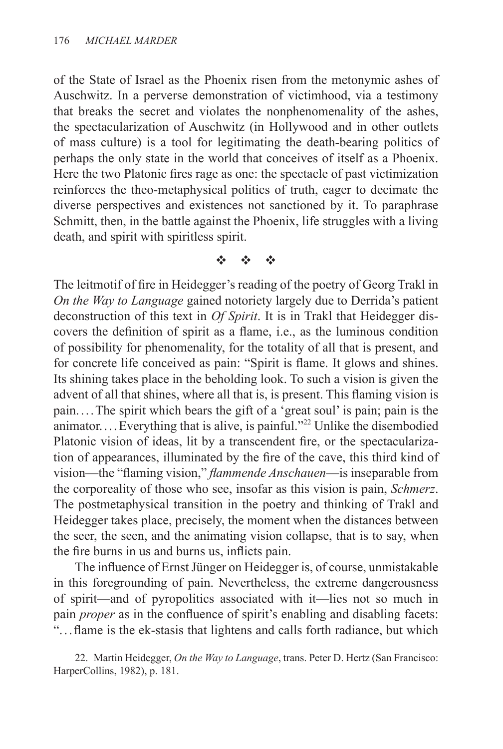of the State of Israel as the Phoenix risen from the metonymic ashes of Auschwitz. In a perverse demonstration of victimhood, via a testimony that breaks the secret and violates the nonphenomenality of the ashes, the spectacularization of Auschwitz (in Hollywood and in other outlets of mass culture) is a tool for legitimating the death-bearing politics of perhaps the only state in the world that conceives of itself as a Phoenix. Here the two Platonic fires rage as one: the spectacle of past victimization reinforces the theo-metaphysical politics of truth, eager to decimate the diverse perspectives and existences not sanctioned by it. To paraphrase Schmitt, then, in the battle against the Phoenix, life struggles with a living death, and spirit with spiritless spirit.

❖ ❖ ❖

The leitmotif of fire in Heidegger's reading of the poetry of Georg Trakl in *On the Way to Language* gained notoriety largely due to Derrida's patient deconstruction of this text in *Of Spirit*. It is in Trakl that Heidegger discovers the definition of spirit as a flame, i.e., as the luminous condition of possibility for phenomenality, for the totality of all that is present, and for concrete life conceived as pain: "Spirit is flame. It glows and shines. Its shining takes place in the beholding look. To such a vision is given the advent of all that shines, where all that is, is present. This flaming vision is pain. . . . The spirit which bears the gift of a 'great soul' is pain; pain is the animator. . . . Everything that is alive, is painful."[22] Unlike the disembodied Platonic vision of ideas, lit by a transcendent fire, or the spectacularization of appearances, illuminated by the fire of the cave, this third kind of vision—the "flaming vision," *flammende Anschauen*—is inseparable from the corporeality of those who see, insofar as this vision is pain, *Schmerz*. The postmetaphysical transition in the poetry and thinking of Trakl and Heidegger takes place, precisely, the moment when the distances between the seer, the seen, and the animating vision collapse, that is to say, when the fire burns in us and burns us, inflicts pain.

The influence of Ernst Jünger on Heidegger is, of course, unmistakable in this foregrounding of pain. Nevertheless, the extreme dangerousness of spirit—and of pyropolitics associated with it—lies not so much in pain *proper* as in the confluence of spirit's enabling and disabling facets: ". . . flame is the ek-stasis that lightens and calls forth radiance, but which

22. Martin Heidegger, *On the Way to Language*, trans. Peter D. Hertz (San Francisco: HarperCollins, 1982), p. 181.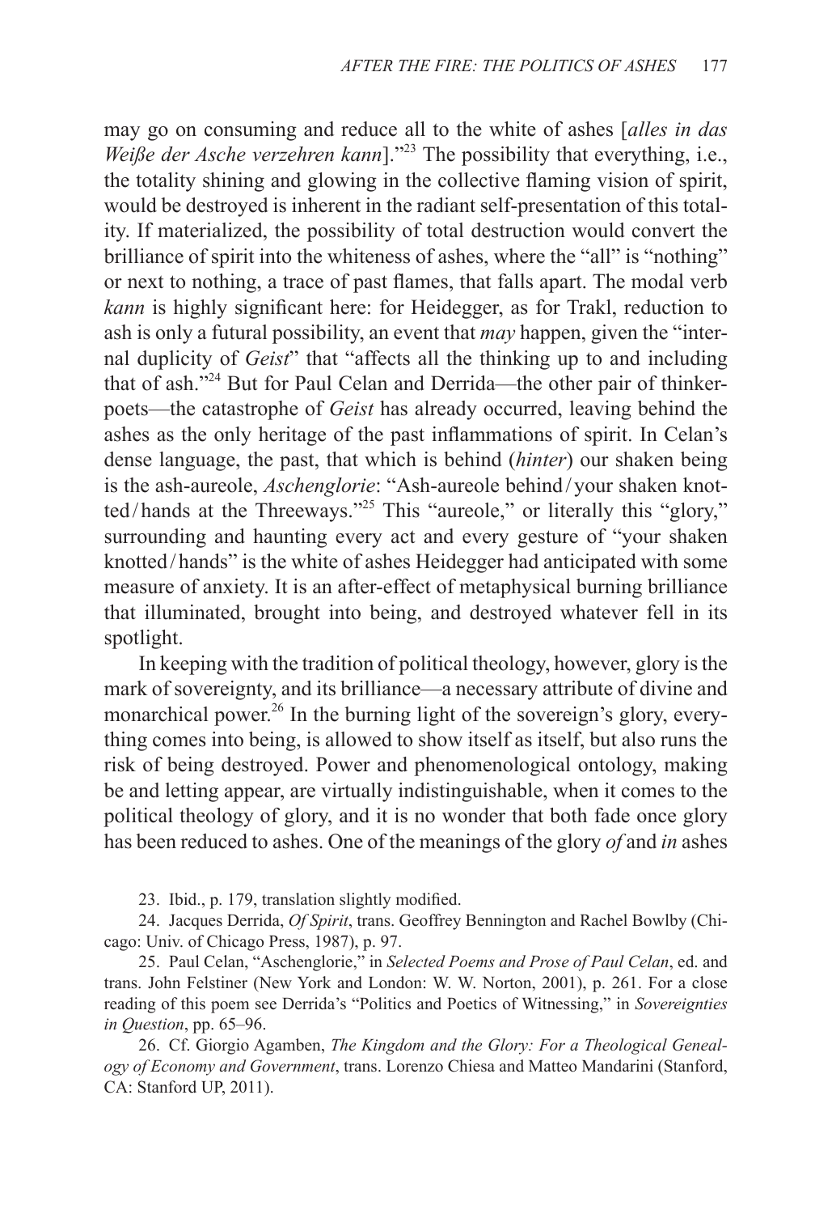may go on consuming and reduce all to the white of ashes [*alles in das Weiße der Asche verzehren kann*]."[23] The possibility that everything, i.e., the totality shining and glowing in the collective flaming vision of spirit, would be destroyed is inherent in the radiant self-presentation of this totality. If materialized, the possibility of total destruction would convert the brilliance of spirit into the whiteness of ashes, where the "all" is "nothing" or next to nothing, a trace of past flames, that falls apart. The modal verb *kann* is highly significant here: for Heidegger, as for Trakl, reduction to ash is only a futural possibility, an event that *may* happen, given the "internal duplicity of *Geist*" that "affects all the thinking up to and including that of ash."[24] But for Paul Celan and Derrida—the other pair of thinker-poets—the catastrophe of *Geist* has already occurred, leaving behind the ashes as the only heritage of the past inflammations of spirit. In Celan's dense language, the past, that which is behind (*hinter*) our shaken being is the ash-aureole, *Aschenglorie*: "Ash-aureole behind / your shaken knotted / hands at the Threeways."[25] This "aureole," or literally this "glory," surrounding and haunting every act and every gesture of "your shaken knotted / hands" is the white of ashes Heidegger had anticipated with some measure of anxiety. It is an after-effect of metaphysical burning brilliance that illuminated, brought into being, and destroyed whatever fell in its spotlight.

In keeping with the tradition of political theology, however, glory is the mark of sovereignty, and its brilliance—a necessary attribute of divine and monarchical power.[26] In the burning light of the sovereign's glory, everything comes into being, is allowed to show itself as itself, but also runs the risk of being destroyed. Power and phenomenological ontology, making be and letting appear, are virtually indistinguishable, when it comes to the political theology of glory, and it is no wonder that both fade once glory has been reduced to ashes. One of the meanings of the glory *of* and *in* ashes

23. Ibid., p. 179, translation slightly modified.

24. Jacques Derrida, *Of Spirit*, trans. Geoffrey Bennington and Rachel Bowlby (Chicago: Univ. of Chicago Press, 1987), p. 97.

25. Paul Celan, "Aschenglorie," in *Selected Poems and Prose of Paul Celan*, ed. and trans. John Felstiner (New York and London: W. W. Norton, 2001), p. 261. For a close reading of this poem see Derrida's "Politics and Poetics of Witnessing," in *Sovereignties in Question*, pp. 65–96.

26. Cf. Giorgio Agamben, *The Kingdom and the Glory: For a Theological Genealogy of Economy and Government*, trans. Lorenzo Chiesa and Matteo Mandarini (Stanford, CA: Stanford UP, 2011).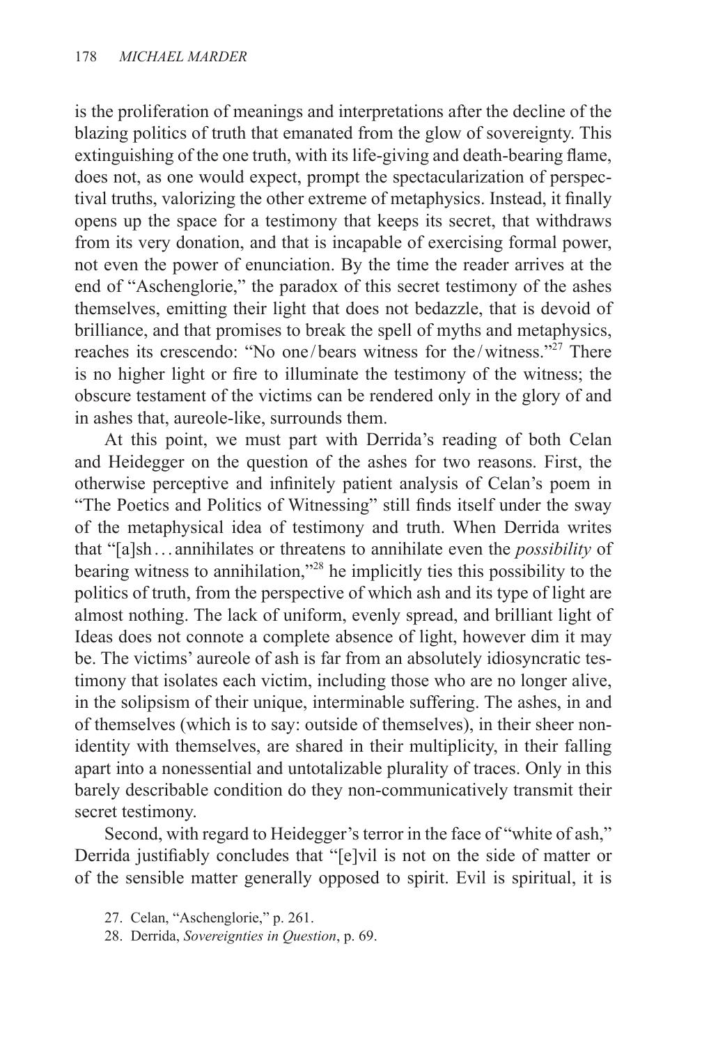is the proliferation of meanings and interpretations after the decline of the blazing politics of truth that emanated from the glow of sovereignty. This extinguishing of the one truth, with its life-giving and death-bearing flame, does not, as one would expect, prompt the spectacularization of perspectival truths, valorizing the other extreme of metaphysics. Instead, it finally opens up the space for a testimony that keeps its secret, that withdraws from its very donation, and that is incapable of exercising formal power, not even the power of enunciation. By the time the reader arrives at the end of "Aschenglorie," the paradox of this secret testimony of the ashes themselves, emitting their light that does not bedazzle, that is devoid of brilliance, and that promises to break the spell of myths and metaphysics, reaches its crescendo: "No one/bears witness for the/witness."[27] There is no higher light or fire to illuminate the testimony of the witness; the obscure testament of the victims can be rendered only in the glory of and in ashes that, aureole-like, surrounds them.

At this point, we must part with Derrida's reading of both Celan and Heidegger on the question of the ashes for two reasons. First, the otherwise perceptive and infinitely patient analysis of Celan's poem in "The Poetics and Politics of Witnessing" still finds itself under the sway of the metaphysical idea of testimony and truth. When Derrida writes that "[a]sh . . . annihilates or threatens to annihilate even the *possibility* of bearing witness to annihilation,"[28] he implicitly ties this possibility to the politics of truth, from the perspective of which ash and its type of light are almost nothing. The lack of uniform, evenly spread, and brilliant light of Ideas does not connote a complete absence of light, however dim it may be. The victims' aureole of ash is far from an absolutely idiosyncratic testimony that isolates each victim, including those who are no longer alive, in the solipsism of their unique, interminable suffering. The ashes, in and of themselves (which is to say: outside of themselves), in their sheer non-identity with themselves, are shared in their multiplicity, in their falling apart into a nonessential and untotalizable plurality of traces. Only in this barely describable condition do they non-communicatively transmit their secret testimony.

Second, with regard to Heidegger's terror in the face of "white of ash," Derrida justifiably concludes that "[e]vil is not on the side of matter or of the sensible matter generally opposed to spirit. Evil is spiritual, it is

27. Celan, "Aschenglorie," p. 261.

28. Derrida, *Sovereignties in Question*, p. 69.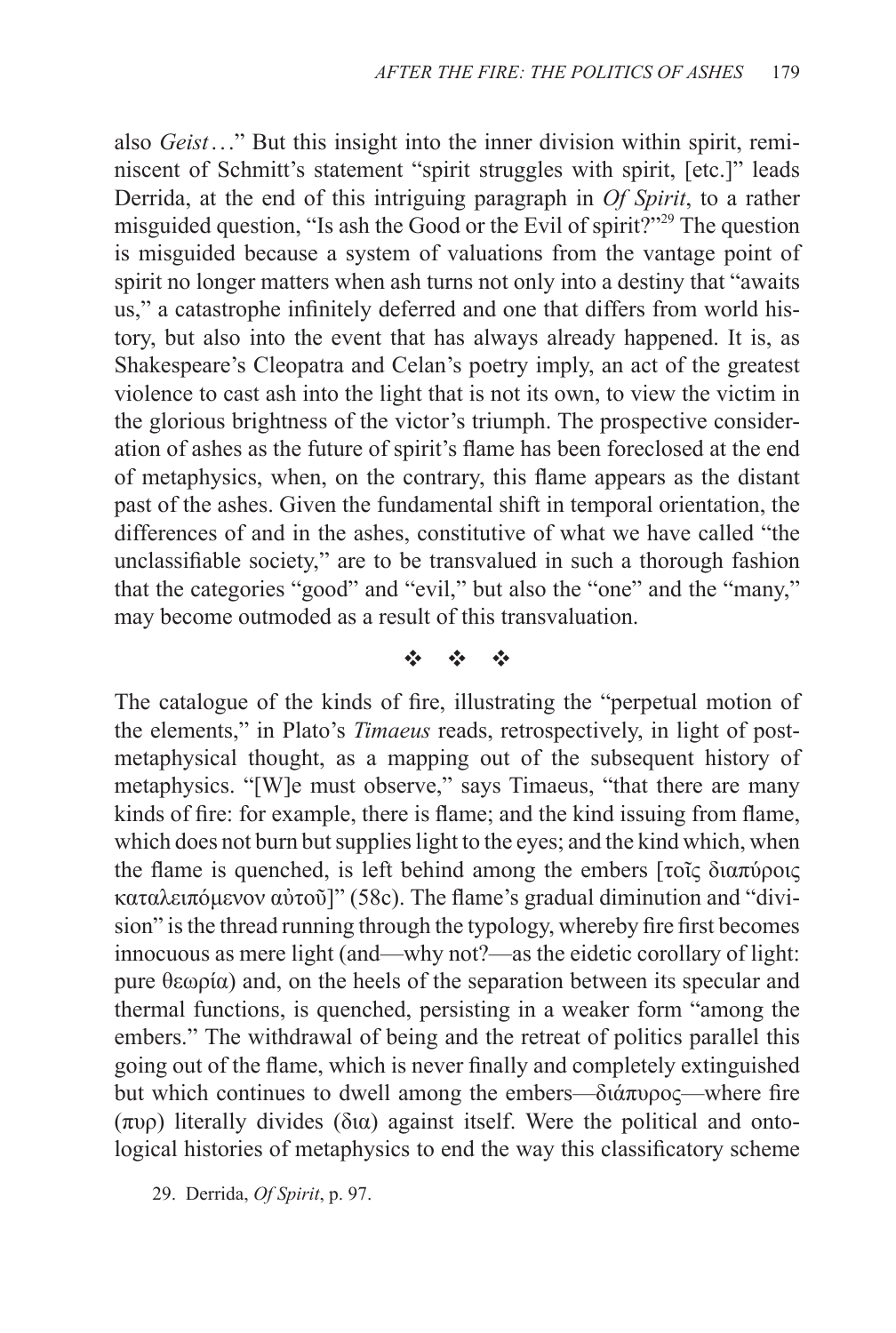also *Geist*…" But this insight into the inner division within spirit, reminiscent of Schmitt's statement "spirit struggles with spirit, [etc.]" leads Derrida, at the end of this intriguing paragraph in *Of Spirit*, to a rather misguided question, "Is ash the Good or the Evil of spirit?"[29] The question is misguided because a system of valuations from the vantage point of spirit no longer matters when ash turns not only into a destiny that "awaits us," a catastrophe infinitely deferred and one that differs from world history, but also into the event that has always already happened. It is, as Shakespeare's Cleopatra and Celan's poetry imply, an act of the greatest violence to cast ash into the light that is not its own, to view the victim in the glorious brightness of the victor's triumph. The prospective consideration of ashes as the future of spirit's flame has been foreclosed at the end of metaphysics, when, on the contrary, this flame appears as the distant past of the ashes. Given the fundamental shift in temporal orientation, the differences of and in the ashes, constitutive of what we have called "the unclassifiable society," are to be transvalued in such a thorough fashion that the categories "good" and "evil," but also the "one" and the "many," may become outmoded as a result of this transvaluation.

❖ ❖ ❖

The catalogue of the kinds of fire, illustrating the "perpetual motion of the elements," in Plato's *Timaeus* reads, retrospectively, in light of post-metaphysical thought, as a mapping out of the subsequent history of metaphysics. "[W]e must observe," says Timaeus, "that there are many kinds of fire: for example, there is flame; and the kind issuing from flame, which does not burn but supplies light to the eyes; and the kind which, when the flame is quenched, is left behind among the embers [τοῖς διαπύροις καταλειπόμενον αὐτοῦ]" (58c). The flame's gradual diminution and "division" is the thread running through the typology, whereby fire first becomes innocuous as mere light (and—why not?—as the eidetic corollary of light: pure θεωρία) and, on the heels of the separation between its specular and thermal functions, is quenched, persisting in a weaker form "among the embers." The withdrawal of being and the retreat of politics parallel this going out of the flame, which is never finally and completely extinguished but which continues to dwell among the embers—διάπυρος—where fire (πυρ) literally divides (δια) against itself. Were the political and ontological histories of metaphysics to end the way this classificatory scheme

29. Derrida, *Of Spirit*, p. 97.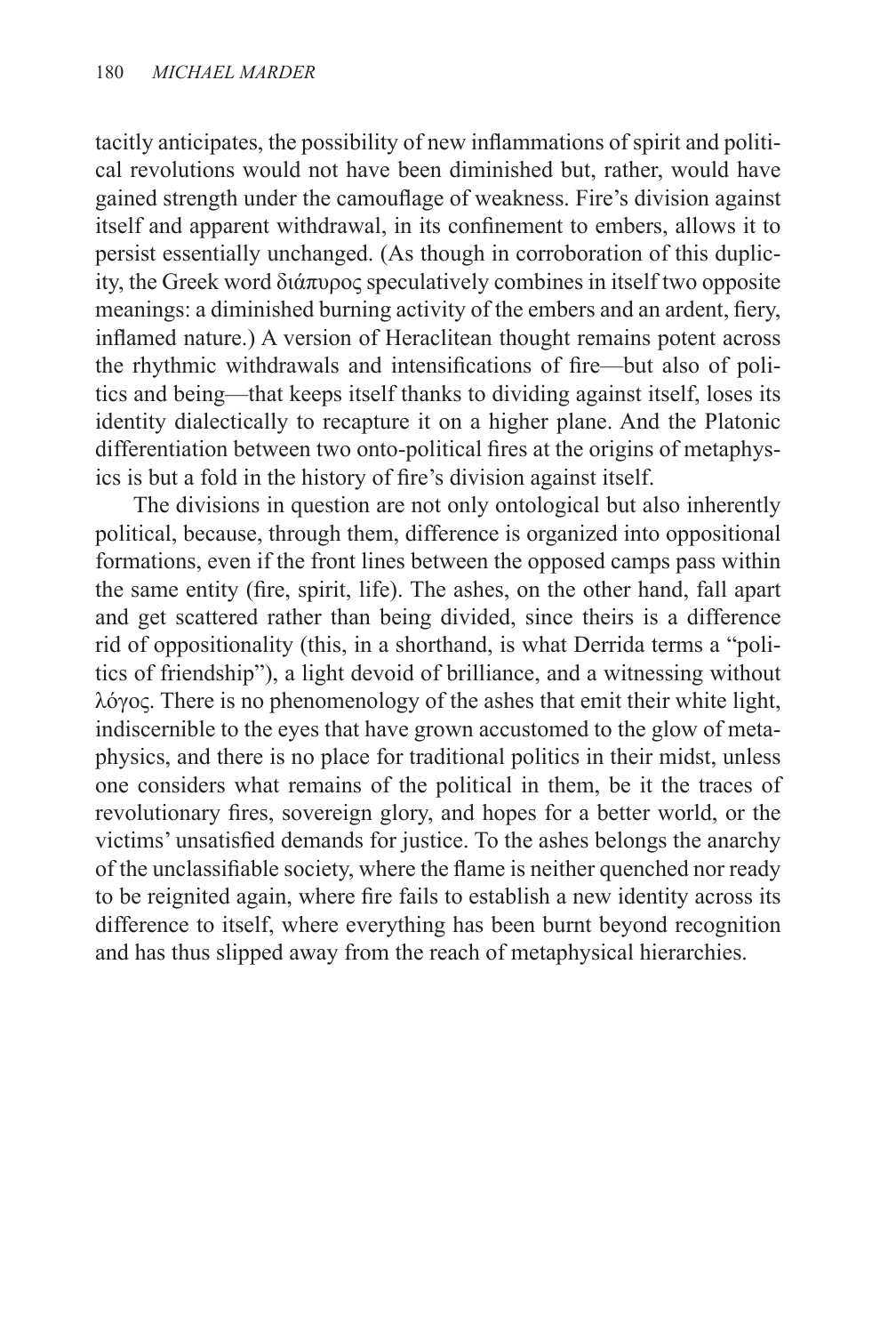tacitly anticipates, the possibility of new inflammations of spirit and political revolutions would not have been diminished but, rather, would have gained strength under the camouflage of weakness. Fire's division against itself and apparent withdrawal, in its confinement to embers, allows it to persist essentially unchanged. (As though in corroboration of this duplicity, the Greek word διάπυρος speculatively combines in itself two opposite meanings: a diminished burning activity of the embers and an ardent, fiery, inflamed nature.) A version of Heraclitean thought remains potent across the rhythmic withdrawals and intensifications of fire—but also of politics and being—that keeps itself thanks to dividing against itself, loses its identity dialectically to recapture it on a higher plane. And the Platonic differentiation between two onto-political fires at the origins of metaphysics is but a fold in the history of fire's division against itself.

The divisions in question are not only ontological but also inherently political, because, through them, difference is organized into oppositional formations, even if the front lines between the opposed camps pass within the same entity (fire, spirit, life). The ashes, on the other hand, fall apart and get scattered rather than being divided, since theirs is a difference rid of oppositionality (this, in a shorthand, is what Derrida terms a "politics of friendship"), a light devoid of brilliance, and a witnessing without λόγος. There is no phenomenology of the ashes that emit their white light, indiscernible to the eyes that have grown accustomed to the glow of metaphysics, and there is no place for traditional politics in their midst, unless one considers what remains of the political in them, be it the traces of revolutionary fires, sovereign glory, and hopes for a better world, or the victims' unsatisfied demands for justice. To the ashes belongs the anarchy of the unclassifiable society, where the flame is neither quenched nor ready to be reignited again, where fire fails to establish a new identity across its difference to itself, where everything has been burnt beyond recognition and has thus slipped away from the reach of metaphysical hierarchies.